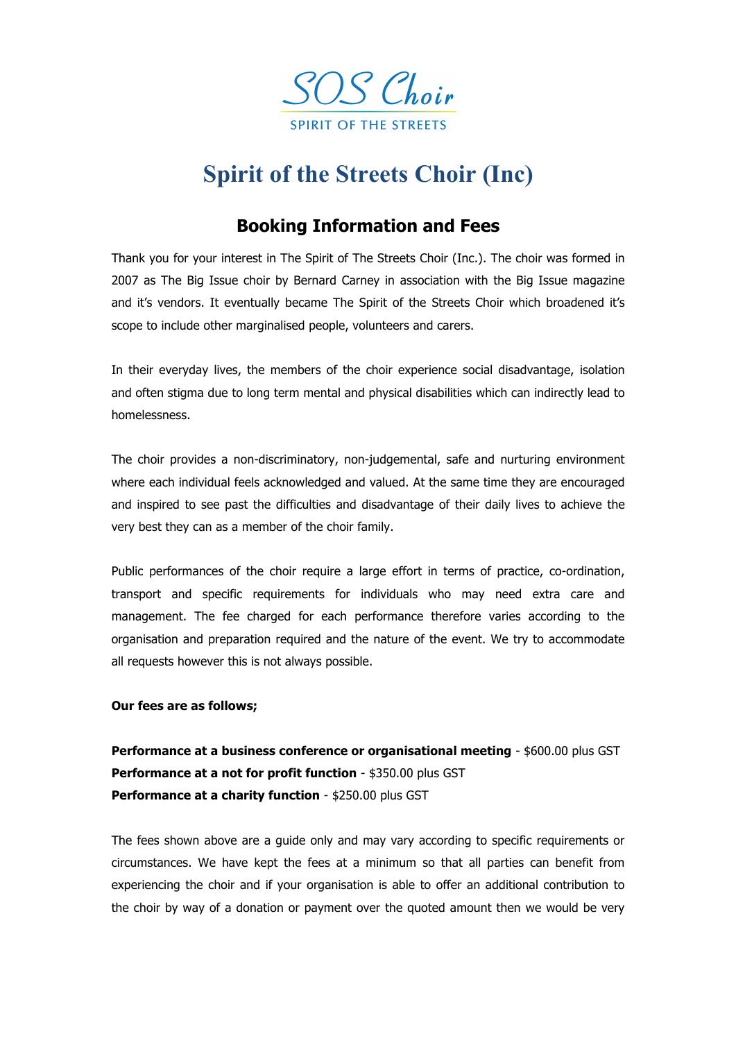SOS Choir

SPIRIT OF THE STREETS

# Spirit of the Streets Choir (Inc)

## Booking Information and Fees

Thank you for your interest in The Spirit of The Streets Choir (Inc.). The choir was formed in 2007 as The Big Issue choir by Bernard Carney in association with the Big Issue magazine and it's vendors. It eventually became The Spirit of the Streets Choir which broadened it's scope to include other marginalised people, volunteers and carers.

In their everyday lives, the members of the choir experience social disadvantage, isolation and often stigma due to long term mental and physical disabilities which can indirectly lead to homelessness.

The choir provides a non-discriminatory, non-judgemental, safe and nurturing environment where each individual feels acknowledged and valued. At the same time they are encouraged and inspired to see past the difficulties and disadvantage of their daily lives to achieve the very best they can as a member of the choir family.

Public performances of the choir require a large effort in terms of practice, co-ordination, transport and specific requirements for individuals who may need extra care and management. The fee charged for each performance therefore varies according to the organisation and preparation required and the nature of the event. We try to accommodate all requests however this is not always possible.

**Our fees are as follows;**

**Performance at a business conference or organisational meeting** - $600.00 plus GST
**Performance at a not for profit function** - $350.00 plus GST
**Performance at a charity function** - $250.00 plus GST

The fees shown above are a guide only and may vary according to specific requirements or circumstances. We have kept the fees at a minimum so that all parties can benefit from experiencing the choir and if your organisation is able to offer an additional contribution to the choir by way of a donation or payment over the quoted amount then we would be very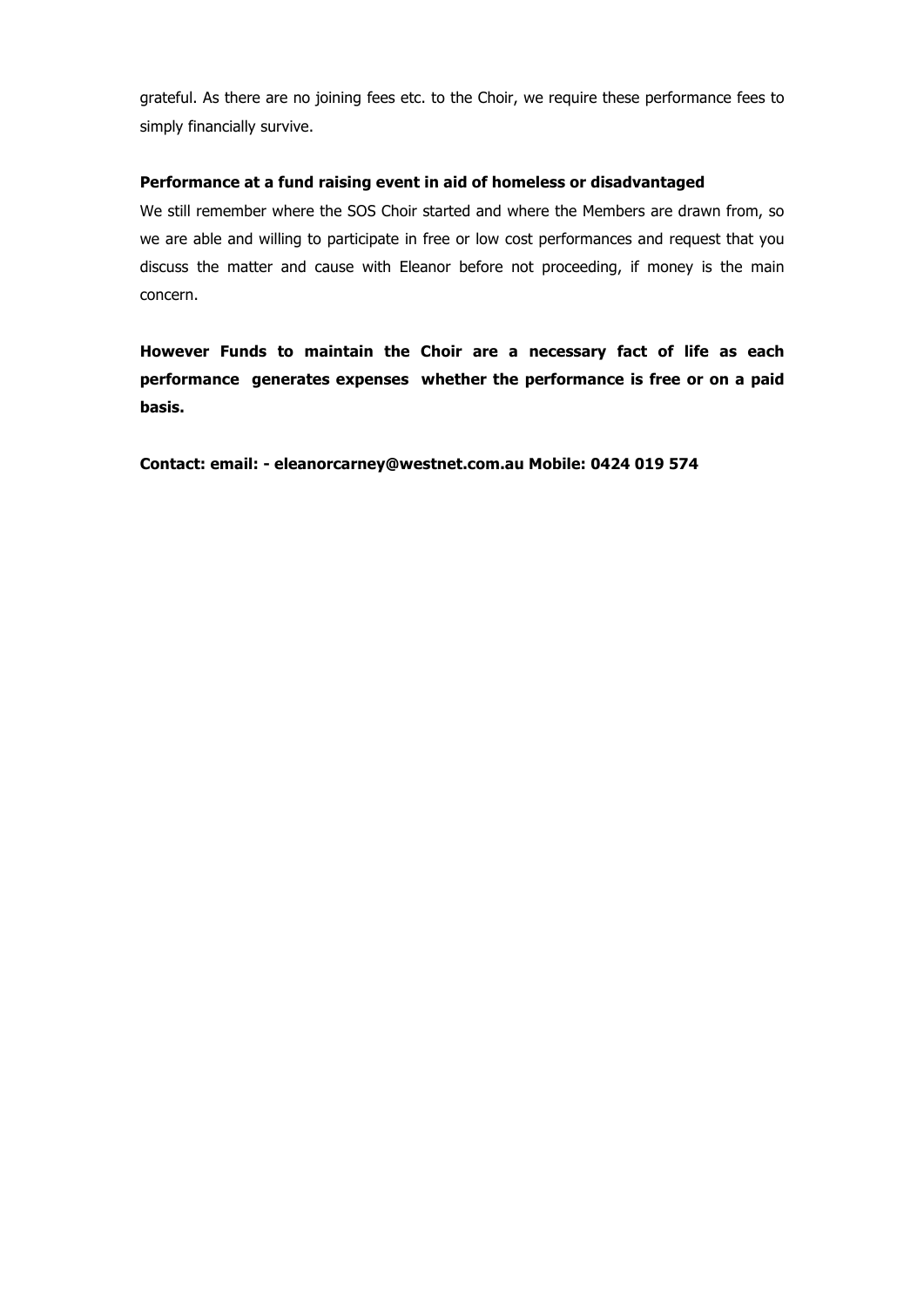grateful. As there are no joining fees etc. to the Choir, we require these performance fees to simply financially survive.

**Performance at a fund raising event in aid of homeless or disadvantaged**

We still remember where the SOS Choir started and where the Members are drawn from, so we are able and willing to participate in free or low cost performances and request that you discuss the matter and cause with Eleanor before not proceeding, if money is the main concern.

**However Funds to maintain the Choir are a necessary fact of life as each performance generates expenses whether the performance is free or on a paid basis.**

**Contact: email: - eleanorcarney@westnet.com.au Mobile: 0424 019 574**